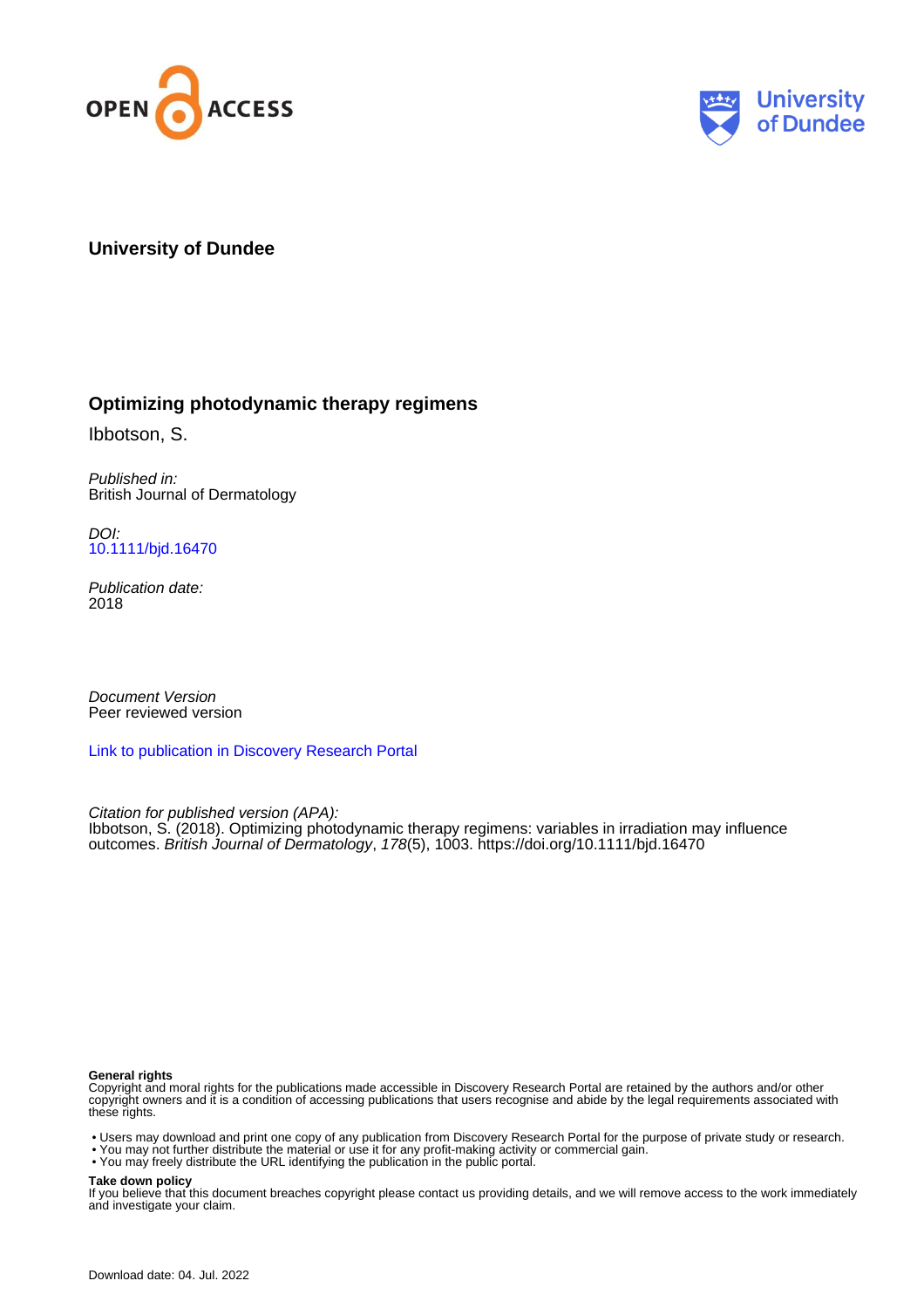OPEN ACCESS

University of Dundee

**University of Dundee**

# Optimizing photodynamic therapy regimens

Ibbotson, S.

*Published in:*
British Journal of Dermatology

*DOI:*
10.1111/bjd.16470

*Publication date:*
2018

*Document Version*
Peer reviewed version

Link to publication in Discovery Research Portal

*Citation for published version (APA):*
Ibbotson, S. (2018). Optimizing photodynamic therapy regimens: variables in irradiation may influence outcomes. *British Journal of Dermatology*, *178*(5), 1003. https://doi.org/10.1111/bjd.16470

**General rights**
Copyright and moral rights for the publications made accessible in Discovery Research Portal are retained by the authors and/or other copyright owners and it is a condition of accessing publications that users recognise and abide by the legal requirements associated with these rights.

- Users may download and print one copy of any publication from Discovery Research Portal for the purpose of private study or research.
- You may not further distribute the material or use it for any profit-making activity or commercial gain.
- You may freely distribute the URL identifying the publication in the public portal.

**Take down policy**
If you believe that this document breaches copyright please contact us providing details, and we will remove access to the work immediately and investigate your claim.

Download date: 04. Jul. 2022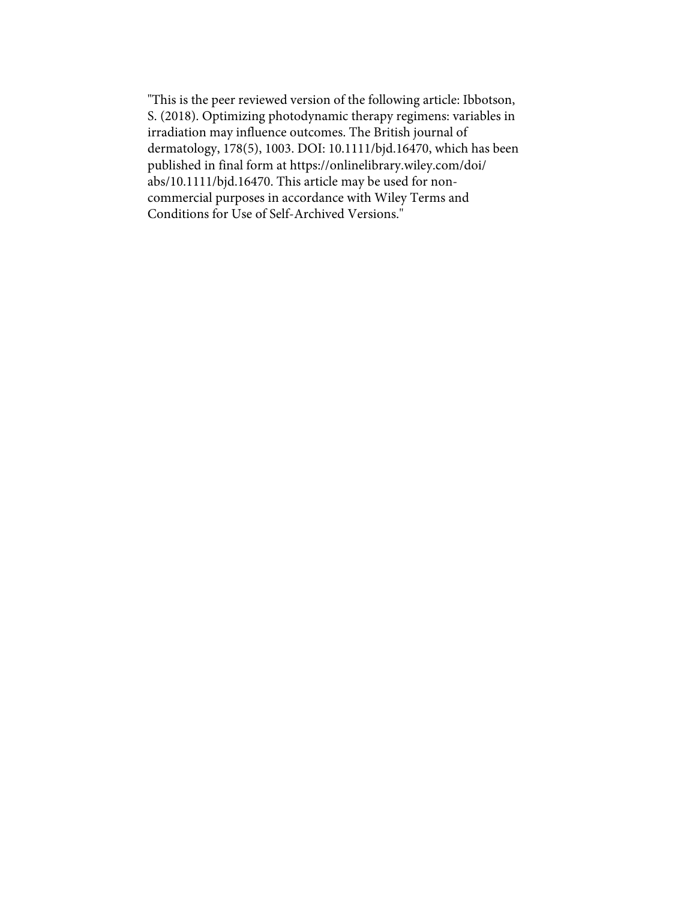"This is the peer reviewed version of the following article: Ibbotson, S. (2018). Optimizing photodynamic therapy regimens: variables in irradiation may influence outcomes. The British journal of dermatology, 178(5), 1003. DOI: 10.1111/bjd.16470, which has been published in final form at https://onlinelibrary.wiley.com/doi/abs/10.1111/bjd.16470. This article may be used for non-commercial purposes in accordance with Wiley Terms and Conditions for Use of Self-Archived Versions."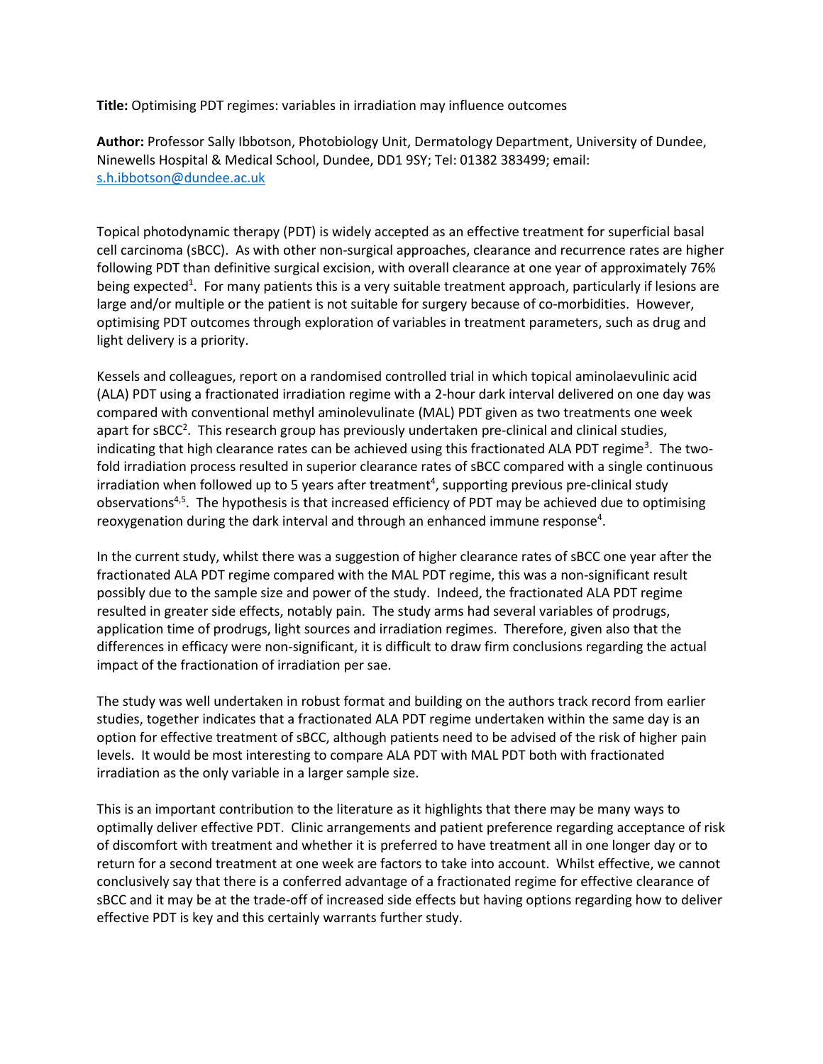**Title:** Optimising PDT regimes: variables in irradiation may influence outcomes

**Author:** Professor Sally Ibbotson, Photobiology Unit, Dermatology Department, University of Dundee, Ninewells Hospital & Medical School, Dundee, DD1 9SY; Tel: 01382 383499; email: s.h.ibbotson@dundee.ac.uk

Topical photodynamic therapy (PDT) is widely accepted as an effective treatment for superficial basal cell carcinoma (sBCC). As with other non-surgical approaches, clearance and recurrence rates are higher following PDT than definitive surgical excision, with overall clearance at one year of approximately 76% being expected[1]. For many patients this is a very suitable treatment approach, particularly if lesions are large and/or multiple or the patient is not suitable for surgery because of co-morbidities. However, optimising PDT outcomes through exploration of variables in treatment parameters, such as drug and light delivery is a priority.

Kessels and colleagues, report on a randomised controlled trial in which topical aminolaevulinic acid (ALA) PDT using a fractionated irradiation regime with a 2-hour dark interval delivered on one day was compared with conventional methyl aminolevulinate (MAL) PDT given as two treatments one week apart for sBCC[2]. This research group has previously undertaken pre-clinical and clinical studies, indicating that high clearance rates can be achieved using this fractionated ALA PDT regime[3]. The two-fold irradiation process resulted in superior clearance rates of sBCC compared with a single continuous irradiation when followed up to 5 years after treatment[4], supporting previous pre-clinical study observations[4,5]. The hypothesis is that increased efficiency of PDT may be achieved due to optimising reoxygenation during the dark interval and through an enhanced immune response[4].

In the current study, whilst there was a suggestion of higher clearance rates of sBCC one year after the fractionated ALA PDT regime compared with the MAL PDT regime, this was a non-significant result possibly due to the sample size and power of the study. Indeed, the fractionated ALA PDT regime resulted in greater side effects, notably pain. The study arms had several variables of prodrugs, application time of prodrugs, light sources and irradiation regimes. Therefore, given also that the differences in efficacy were non-significant, it is difficult to draw firm conclusions regarding the actual impact of the fractionation of irradiation per sae.

The study was well undertaken in robust format and building on the authors track record from earlier studies, together indicates that a fractionated ALA PDT regime undertaken within the same day is an option for effective treatment of sBCC, although patients need to be advised of the risk of higher pain levels. It would be most interesting to compare ALA PDT with MAL PDT both with fractionated irradiation as the only variable in a larger sample size.

This is an important contribution to the literature as it highlights that there may be many ways to optimally deliver effective PDT. Clinic arrangements and patient preference regarding acceptance of risk of discomfort with treatment and whether it is preferred to have treatment all in one longer day or to return for a second treatment at one week are factors to take into account. Whilst effective, we cannot conclusively say that there is a conferred advantage of a fractionated regime for effective clearance of sBCC and it may be at the trade-off of increased side effects but having options regarding how to deliver effective PDT is key and this certainly warrants further study.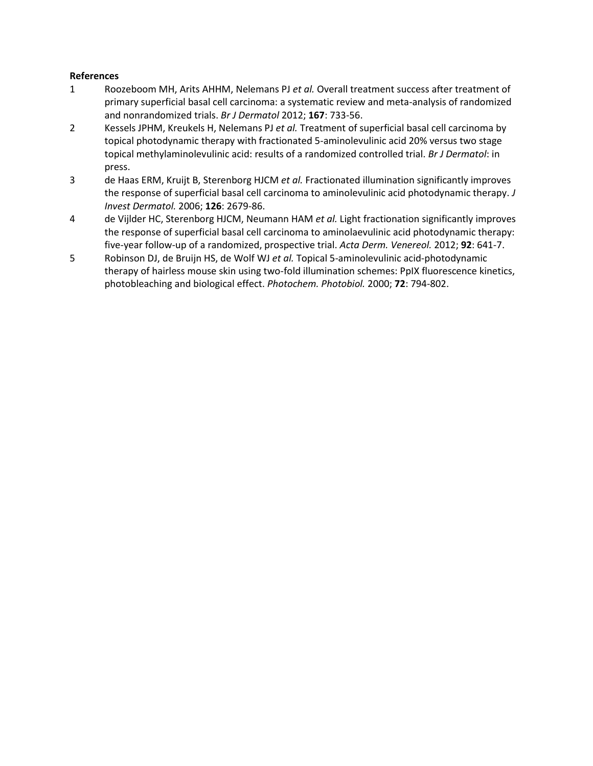**References**

1. Roozeboom MH, Arits AHHM, Nelemans PJ *et al.* Overall treatment success after treatment of primary superficial basal cell carcinoma: a systematic review and meta-analysis of randomized and nonrandomized trials. *Br J Dermatol* 2012; **167**: 733-56.
2. Kessels JPHM, Kreukels H, Nelemans PJ *et al.* Treatment of superficial basal cell carcinoma by topical photodynamic therapy with fractionated 5-aminolevulinic acid 20% versus two stage topical methylaminolevulinic acid: results of a randomized controlled trial. *Br J Dermatol*: in press.
3. de Haas ERM, Kruijt B, Sterenborg HJCM *et al.* Fractionated illumination significantly improves the response of superficial basal cell carcinoma to aminolevulinic acid photodynamic therapy. *J Invest Dermatol.* 2006; **126**: 2679-86.
4. de Vijlder HC, Sterenborg HJCM, Neumann HAM *et al.* Light fractionation significantly improves the response of superficial basal cell carcinoma to aminolaevulinic acid photodynamic therapy: five-year follow-up of a randomized, prospective trial. *Acta Derm. Venereol.* 2012; **92**: 641-7.
5. Robinson DJ, de Bruijn HS, de Wolf WJ *et al.* Topical 5-aminolevulinic acid-photodynamic therapy of hairless mouse skin using two-fold illumination schemes: PpIX fluorescence kinetics, photobleaching and biological effect. *Photochem. Photobiol.* 2000; **72**: 794-802.